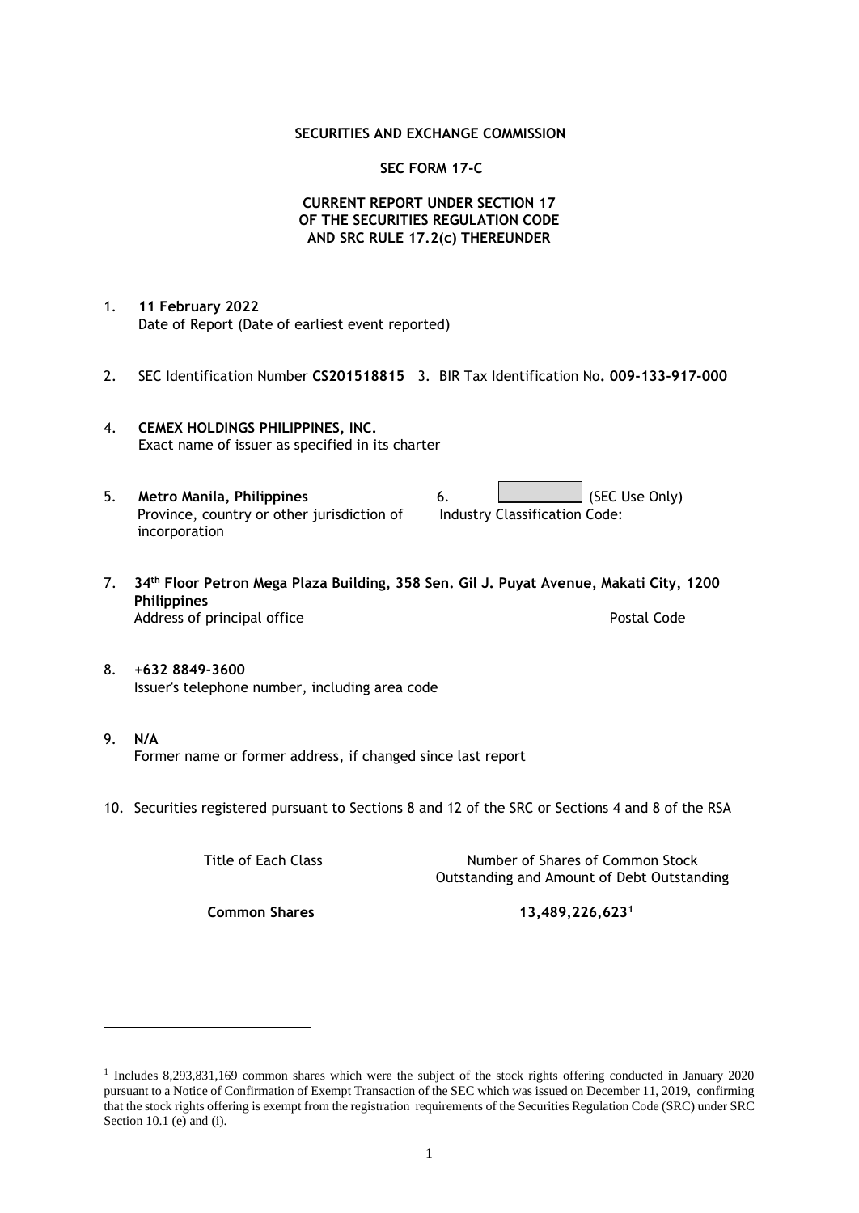**SECURITIES AND EXCHANGE COMMISSION**

**SEC FORM 17-C**

**CURRENT REPORT UNDER SECTION 17 OF THE SECURITIES REGULATION CODE AND SRC RULE 17.2(c) THEREUNDER**

1. **11 February 2022**
   Date of Report (Date of earliest event reported)

2. SEC Identification Number **CS201518815** 3. BIR Tax Identification No**. 009-133-917-000**

4. **CEMEX HOLDINGS PHILIPPINES, INC.**
   Exact name of issuer as specified in its charter

5. **Metro Manila, Philippines**
   Province, country or other jurisdiction of incorporation

6. ____________ (SEC Use Only)
   Industry Classification Code:

7. **34th Floor Petron Mega Plaza Building, 358 Sen. Gil J. Puyat Avenue, Makati City, 1200 Philippines**
   Address of principal office Postal Code

8. **+632 8849-3600**
   Issuer's telephone number, including area code

9. **N/A**
   Former name or former address, if changed since last report

10. Securities registered pursuant to Sections 8 and 12 of the SRC or Sections 4 and 8 of the RSA

| Title of Each Class | Number of Shares of Common Stock Outstanding and Amount of Debt Outstanding |
|---|---|
| **Common Shares** | **13,489,226,623**[1] |

---

[1] Includes 8,293,831,169 common shares which were the subject of the stock rights offering conducted in January 2020 pursuant to a Notice of Confirmation of Exempt Transaction of the SEC which was issued on December 11, 2019, confirming that the stock rights offering is exempt from the registration requirements of the Securities Regulation Code (SRC) under SRC Section 10.1 (e) and (i).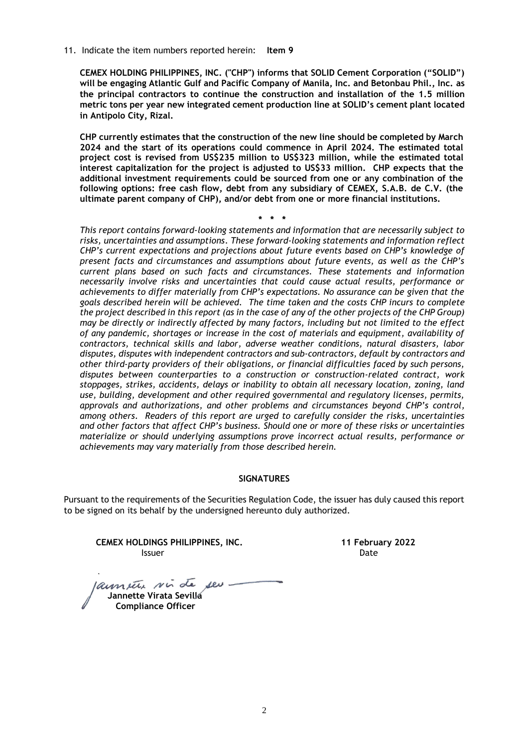11. Indicate the item numbers reported herein: **Item 9**

**CEMEX HOLDING PHILIPPINES, INC. ("CHP") informs that SOLID Cement Corporation ("SOLID") will be engaging Atlantic Gulf and Pacific Company of Manila, Inc. and Betonbau Phil., Inc. as the principal contractors to continue the construction and installation of the 1.5 million metric tons per year new integrated cement production line at SOLID's cement plant located in Antipolo City, Rizal.**

**CHP currently estimates that the construction of the new line should be completed by March 2024 and the start of its operations could commence in April 2024. The estimated total project cost is revised from US$235 million to US$323 million, while the estimated total interest capitalization for the project is adjusted to US$33 million. CHP expects that the additional investment requirements could be sourced from one or any combination of the following options: free cash flow, debt from any subsidiary of CEMEX, S.A.B. de C.V. (the ultimate parent company of CHP), and/or debt from one or more financial institutions.**

\* \* \*

*This report contains forward-looking statements and information that are necessarily subject to risks, uncertainties and assumptions. These forward-looking statements and information reflect CHP's current expectations and projections about future events based on CHP's knowledge of present facts and circumstances and assumptions about future events, as well as the CHP's current plans based on such facts and circumstances. These statements and information necessarily involve risks and uncertainties that could cause actual results, performance or achievements to differ materially from CHP's expectations. No assurance can be given that the goals described herein will be achieved. The time taken and the costs CHP incurs to complete the project described in this report (as in the case of any of the other projects of the CHP Group) may be directly or indirectly affected by many factors, including but not limited to the effect of any pandemic, shortages or increase in the cost of materials and equipment, availability of contractors, technical skills and labor, adverse weather conditions, natural disasters, labor disputes, disputes with independent contractors and sub-contractors, default by contractors and other third-party providers of their obligations, or financial difficulties faced by such persons, disputes between counterparties to a construction or construction-related contract, work stoppages, strikes, accidents, delays or inability to obtain all necessary location, zoning, land use, building, development and other required governmental and regulatory licenses, permits, approvals and authorizations, and other problems and circumstances beyond CHP's control, among others. Readers of this report are urged to carefully consider the risks, uncertainties and other factors that affect CHP's business. Should one or more of these risks or uncertainties materialize or should underlying assumptions prove incorrect actual results, performance or achievements may vary materially from those described herein.*

**SIGNATURES**

Pursuant to the requirements of the Securities Regulation Code, the issuer has duly caused this report to be signed on its behalf by the undersigned hereunto duly authorized.

**CEMEX HOLDINGS PHILIPPINES, INC.**
Issuer

**11 February 2022**
Date

**Jannette Virata Sevilla**
**Compliance Officer**